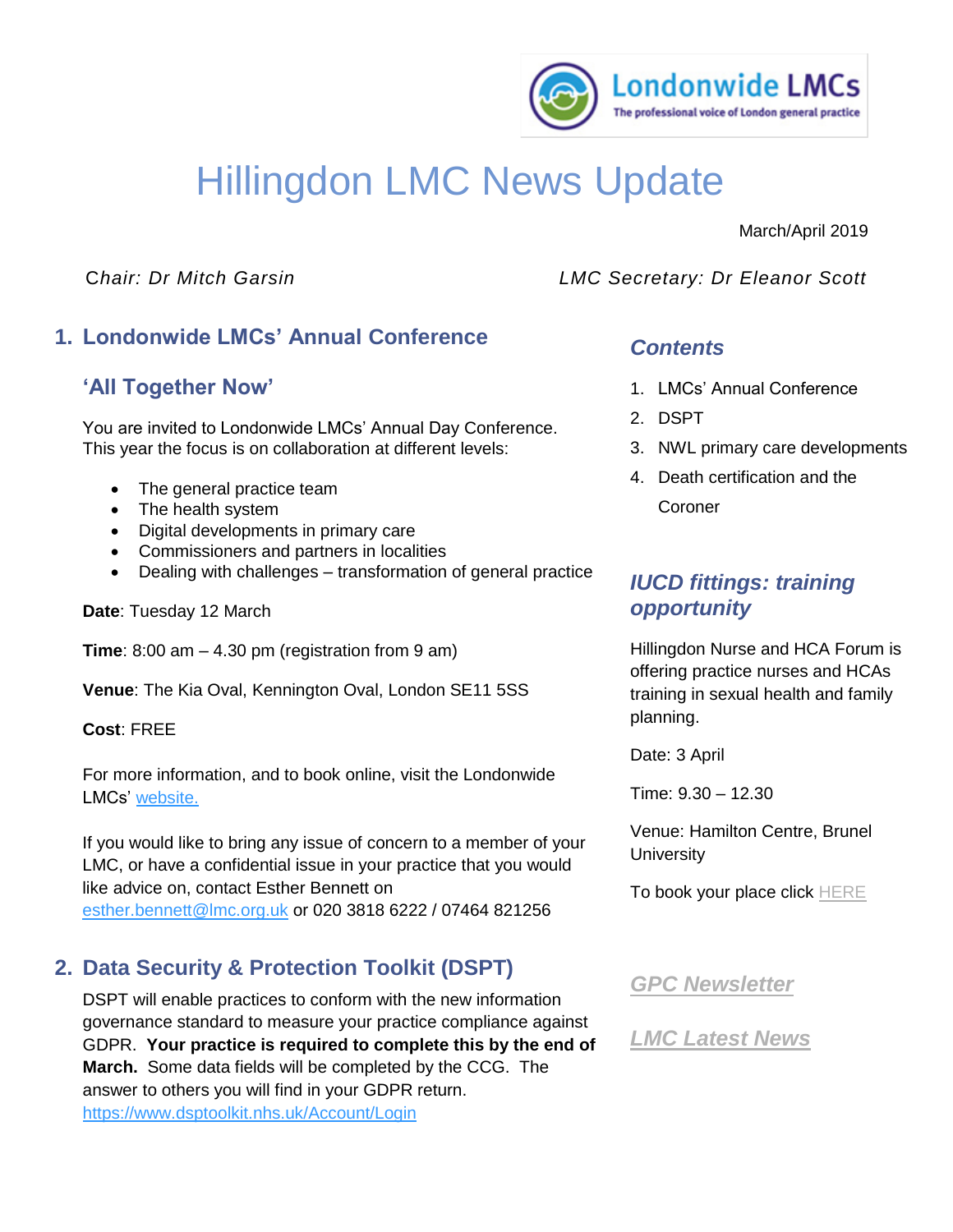Londonwide LMCs
The professional voice of London general practice

# Hillingdon LMC News Update

March/April 2019

*Chair: Dr Mitch Garsin*

*LMC Secretary: Dr Eleanor Scott*

## 1. Londonwide LMCs' Annual Conference

### 'All Together Now'

You are invited to Londonwide LMCs' Annual Day Conference. This year the focus is on collaboration at different levels:

- The general practice team
- The health system
- Digital developments in primary care
- Commissioners and partners in localities
- Dealing with challenges – transformation of general practice

**Date**: Tuesday 12 March

**Time**: 8:00 am – 4.30 pm (registration from 9 am)

**Venue**: The Kia Oval, Kennington Oval, London SE11 5SS

**Cost**: FREE

For more information, and to book online, visit the Londonwide LMCs' website.

If you would like to bring any issue of concern to a member of your LMC, or have a confidential issue in your practice that you would like advice on, contact Esther Bennett on esther.bennett@lmc.org.uk or 020 3818 6222 / 07464 821256

## 2. Data Security & Protection Toolkit (DSPT)

DSPT will enable practices to conform with the new information governance standard to measure your practice compliance against GDPR. **Your practice is required to complete this by the end of March.** Some data fields will be completed by the CCG. The answer to others you will find in your GDPR return.
https://www.dsptoolkit.nhs.uk/Account/Login

### *Contents*

1. LMCs' Annual Conference
2. DSPT
3. NWL primary care developments
4. Death certification and the Coroner

### *IUCD fittings: training opportunity*

Hillingdon Nurse and HCA Forum is offering practice nurses and HCAs training in sexual health and family planning.

Date: 3 April

Time: 9.30 – 12.30

Venue: Hamilton Centre, Brunel University

To book your place click HERE

### *GPC Newsletter*

### *LMC Latest News*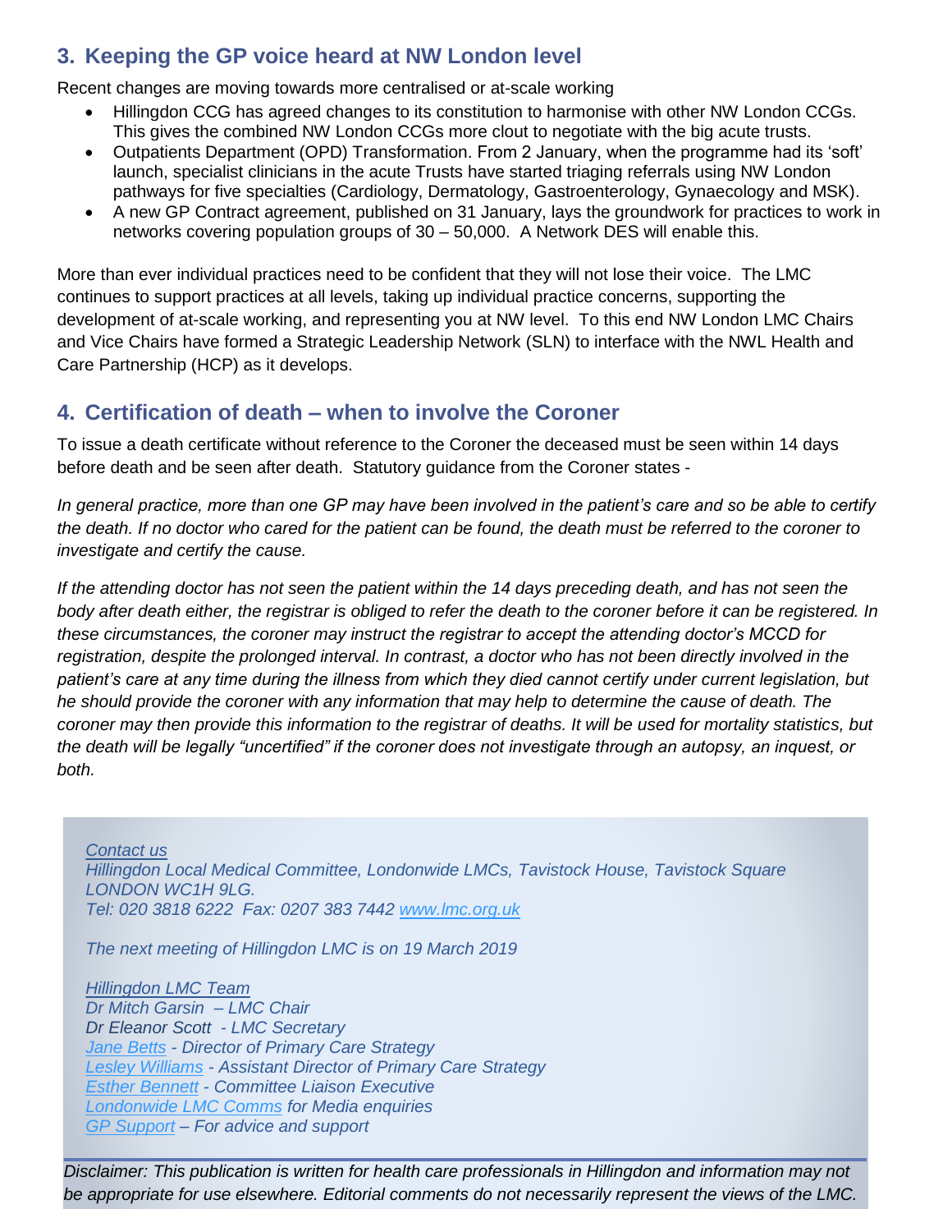## 3. Keeping the GP voice heard at NW London level

Recent changes are moving towards more centralised or at-scale working

- Hillingdon CCG has agreed changes to its constitution to harmonise with other NW London CCGs. This gives the combined NW London CCGs more clout to negotiate with the big acute trusts.
- Outpatients Department (OPD) Transformation. From 2 January, when the programme had its 'soft' launch, specialist clinicians in the acute Trusts have started triaging referrals using NW London pathways for five specialties (Cardiology, Dermatology, Gastroenterology, Gynaecology and MSK).
- A new GP Contract agreement, published on 31 January, lays the groundwork for practices to work in networks covering population groups of 30 – 50,000. A Network DES will enable this.

More than ever individual practices need to be confident that they will not lose their voice. The LMC continues to support practices at all levels, taking up individual practice concerns, supporting the development of at-scale working, and representing you at NW level. To this end NW London LMC Chairs and Vice Chairs have formed a Strategic Leadership Network (SLN) to interface with the NWL Health and Care Partnership (HCP) as it develops.

## 4. Certification of death – when to involve the Coroner

To issue a death certificate without reference to the Coroner the deceased must be seen within 14 days before death and be seen after death. Statutory guidance from the Coroner states -

*In general practice, more than one GP may have been involved in the patient's care and so be able to certify the death. If no doctor who cared for the patient can be found, the death must be referred to the coroner to investigate and certify the cause.*

*If the attending doctor has not seen the patient within the 14 days preceding death, and has not seen the body after death either, the registrar is obliged to refer the death to the coroner before it can be registered. In these circumstances, the coroner may instruct the registrar to accept the attending doctor's MCCD for registration, despite the prolonged interval. In contrast, a doctor who has not been directly involved in the patient's care at any time during the illness from which they died cannot certify under current legislation, but he should provide the coroner with any information that may help to determine the cause of death. The coroner may then provide this information to the registrar of deaths. It will be used for mortality statistics, but the death will be legally "uncertified" if the coroner does not investigate through an autopsy, an inquest, or both.*

*Contact us*
*Hillingdon Local Medical Committee, Londonwide LMCs, Tavistock House, Tavistock Square LONDON WC1H 9LG.*
*Tel: 020 3818 6222 Fax: 0207 383 7442 www.lmc.org.uk*

*The next meeting of Hillingdon LMC is on 19 March 2019*

*Hillingdon LMC Team*
*Dr Mitch Garsin – LMC Chair*
*Dr Eleanor Scott - LMC Secretary*
*Jane Betts - Director of Primary Care Strategy*
*Lesley Williams - Assistant Director of Primary Care Strategy*
*Esther Bennett - Committee Liaison Executive*
*Londonwide LMC Comms for Media enquiries*
*GP Support – For advice and support*

*Disclaimer: This publication is written for health care professionals in Hillingdon and information may not be appropriate for use elsewhere. Editorial comments do not necessarily represent the views of the LMC.*